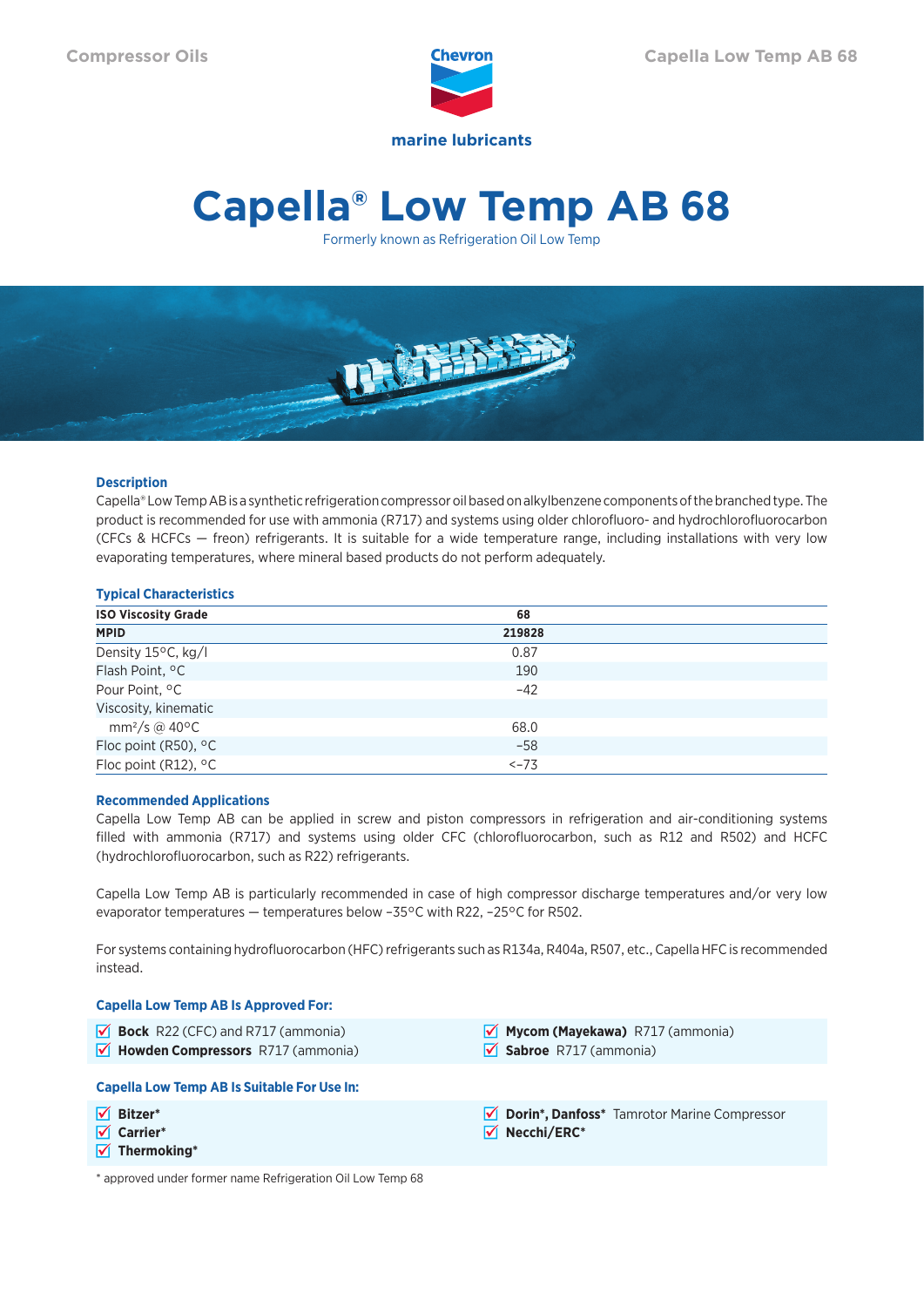Compressor Oils

marine lubricants

# Capella® Low Temp AB 68

Formerly known as Refrigeration Oil Low Temp

## Description

Capella® Low Temp AB is a synthetic refrigeration compressor oil based on alkylbenzene components of the branched type. The product is recommended for use with ammonia (R717) and systems using older chlorofluoro- and hydrochlorofluorocarbon (CFCs & HCFCs — freon) refrigerants. It is suitable for a wide temperature range, including installations with very low evaporating temperatures, where mineral based products do not perform adequately.

## Typical Characteristics

| ISO Viscosity Grade | 68 |
|---|---|
| **MPID** | **219828** |
| Density 15°C, kg/l | 0.87 |
| Flash Point, °C | 190 |
| Pour Point, °C | –42 |
| Viscosity, kinematic | |
| $mm^2/s$ @ 40°C | 68.0 |
| Floc point (R50), °C | –58 |
| Floc point (R12), °C | <–73 |

## Recommended Applications

Capella Low Temp AB can be applied in screw and piston compressors in refrigeration and air-conditioning systems filled with ammonia (R717) and systems using older CFC (chlorofluorocarbon, such as R12 and R502) and HCFC (hydrochlorofluorocarbon, such as R22) refrigerants.

Capella Low Temp AB is particularly recommended in case of high compressor discharge temperatures and/or very low evaporator temperatures — temperatures below –35°C with R22, –25°C for R502.

For systems containing hydrofluorocarbon (HFC) refrigerants such as R134a, R404a, R507, etc., Capella HFC is recommended instead.

## Capella Low Temp AB Is Approved For:

- ☑ **Bock** R22 (CFC) and R717 (ammonia)
- ☑ **Howden Compressors** R717 (ammonia)
- ☑ **Mycom (Mayekawa)** R717 (ammonia)
- ☑ **Sabroe** R717 (ammonia)

## Capella Low Temp AB Is Suitable For Use In:

- ☑ **Bitzer***
- ☑ **Carrier***
- ☑ **Thermoking***
- ☑ **Dorin*, Danfoss*** Tamrotor Marine Compressor
- ☑ **Necchi/ERC***

* approved under former name Refrigeration Oil Low Temp 68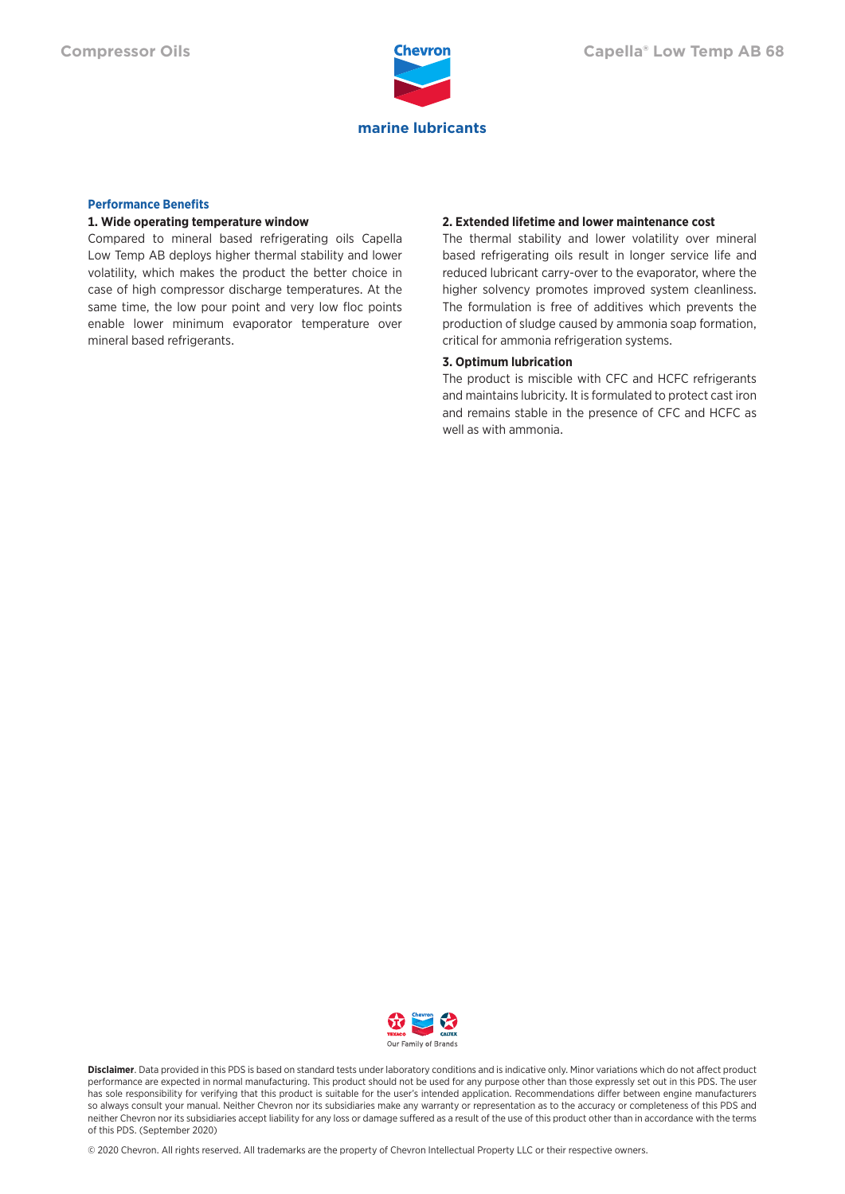## Performance Benefits

### 1. Wide operating temperature window

Compared to mineral based refrigerating oils Capella Low Temp AB deploys higher thermal stability and lower volatility, which makes the product the better choice in case of high compressor discharge temperatures. At the same time, the low pour point and very low floc points enable lower minimum evaporator temperature over mineral based refrigerants.

### 2. Extended lifetime and lower maintenance cost

The thermal stability and lower volatility over mineral based refrigerating oils result in longer service life and reduced lubricant carry-over to the evaporator, where the higher solvency promotes improved system cleanliness. The formulation is free of additives which prevents the production of sludge caused by ammonia soap formation, critical for ammonia refrigeration systems.

### 3. Optimum lubrication

The product is miscible with CFC and HCFC refrigerants and maintains lubricity. It is formulated to protect cast iron and remains stable in the presence of CFC and HCFC as well as with ammonia.

Our Family of Brands

**Disclaimer**. Data provided in this PDS is based on standard tests under laboratory conditions and is indicative only. Minor variations which do not affect product performance are expected in normal manufacturing. This product should not be used for any purpose other than those expressly set out in this PDS. The user has sole responsibility for verifying that this product is suitable for the user's intended application. Recommendations differ between engine manufacturers so always consult your manual. Neither Chevron nor its subsidiaries make any warranty or representation as to the accuracy or completeness of this PDS and neither Chevron nor its subsidiaries accept liability for any loss or damage suffered as a result of the use of this product other than in accordance with the terms of this PDS. (September 2020)

© 2020 Chevron. All rights reserved. All trademarks are the property of Chevron Intellectual Property LLC or their respective owners.